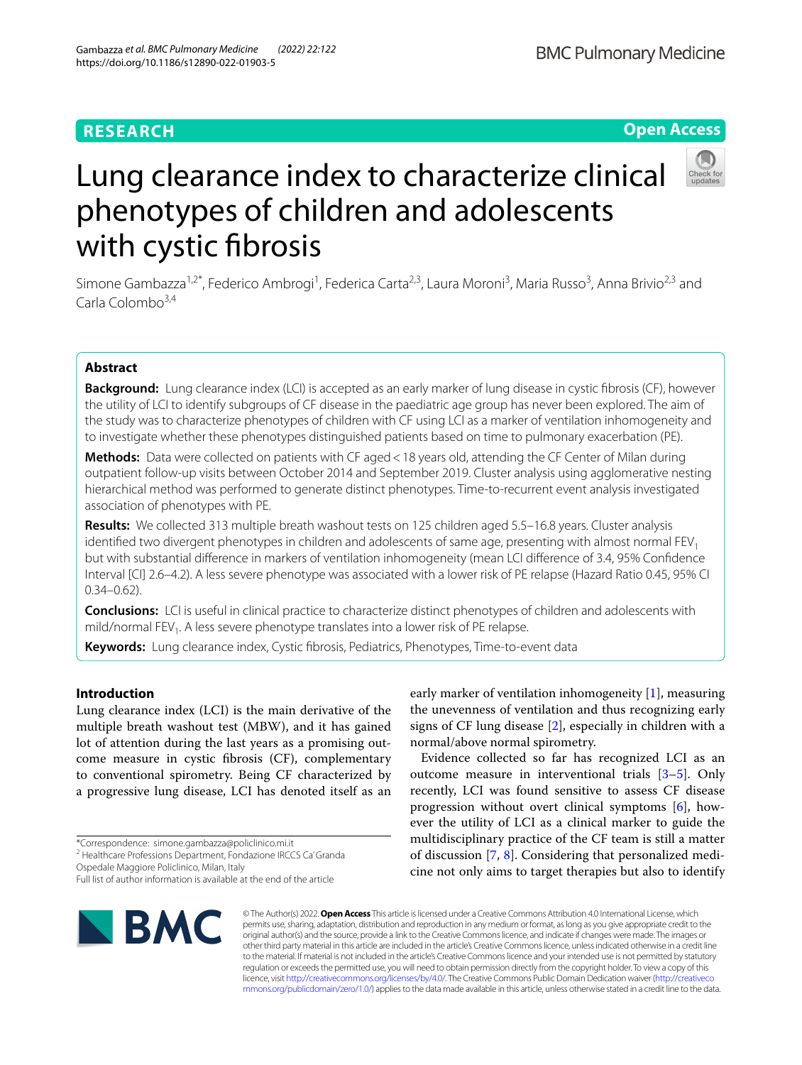**RESEARCH** **Open Access**

# Lung clearance index to characterize clinical phenotypes of children and adolescents with cystic fibrosis

Simone Gambazza[1,2*], Federico Ambrogi[1], Federica Carta[2,3], Laura Moroni[3], Maria Russo[3], Anna Brivio[2,3] and Carla Colombo[3,4]

## Abstract

**Background:** Lung clearance index (LCI) is accepted as an early marker of lung disease in cystic fibrosis (CF), however the utility of LCI to identify subgroups of CF disease in the paediatric age group has never been explored. The aim of the study was to characterize phenotypes of children with CF using LCI as a marker of ventilation inhomogeneity and to investigate whether these phenotypes distinguished patients based on time to pulmonary exacerbation (PE).

**Methods:** Data were collected on patients with CF aged < 18 years old, attending the CF Center of Milan during outpatient follow-up visits between October 2014 and September 2019. Cluster analysis using agglomerative nesting hierarchical method was performed to generate distinct phenotypes. Time-to-recurrent event analysis investigated association of phenotypes with PE.

**Results:** We collected 313 multiple breath washout tests on 125 children aged 5.5–16.8 years. Cluster analysis identified two divergent phenotypes in children and adolescents of same age, presenting with almost normal $FEV_1$ but with substantial difference in markers of ventilation inhomogeneity (mean LCI difference of 3.4, 95% Confidence Interval [CI] 2.6–4.2). A less severe phenotype was associated with a lower risk of PE relapse (Hazard Ratio 0.45, 95% CI 0.34–0.62).

**Conclusions:** LCI is useful in clinical practice to characterize distinct phenotypes of children and adolescents with mild/normal $FEV_1$. A less severe phenotype translates into a lower risk of PE relapse.

**Keywords:** Lung clearance index, Cystic fibrosis, Pediatrics, Phenotypes, Time-to-event data

## Introduction

Lung clearance index (LCI) is the main derivative of the multiple breath washout test (MBW), and it has gained lot of attention during the last years as a promising outcome measure in cystic fibrosis (CF), complementary to conventional spirometry. Being CF characterized by a progressive lung disease, LCI has denoted itself as an early marker of ventilation inhomogeneity [1], measuring the unevenness of ventilation and thus recognizing early signs of CF lung disease [2], especially in children with a normal/above normal spirometry.

Evidence collected so far has recognized LCI as an outcome measure in interventional trials [3–5]. Only recently, LCI was found sensitive to assess CF disease progression without overt clinical symptoms [6], however the utility of LCI as a clinical marker to guide the multidisciplinary practice of the CF team is still a matter of discussion [7, 8]. Considering that personalized medicine not only aims to target therapies but also to identify

*Correspondence: simone.gambazza@policlinico.mi.it
[2] Healthcare Professions Department, Fondazione IRCCS Ca' Granda Ospedale Maggiore Policlinico, Milan, Italy
Full list of author information is available at the end of the article

© The Author(s) 2022. **Open Access** This article is licensed under a Creative Commons Attribution 4.0 International License, which permits use, sharing, adaptation, distribution and reproduction in any medium or format, as long as you give appropriate credit to the original author(s) and the source, provide a link to the Creative Commons licence, and indicate if changes were made. The images or other third party material in this article are included in the article's Creative Commons licence, unless indicated otherwise in a credit line to the material. If material is not included in the article's Creative Commons licence and your intended use is not permitted by statutory regulation or exceeds the permitted use, you will need to obtain permission directly from the copyright holder. To view a copy of this licence, visit http://creativecommons.org/licenses/by/4.0/. The Creative Commons Public Domain Dedication waiver (http://creativecommons.org/publicdomain/zero/1.0/) applies to the data made available in this article, unless otherwise stated in a credit line to the data.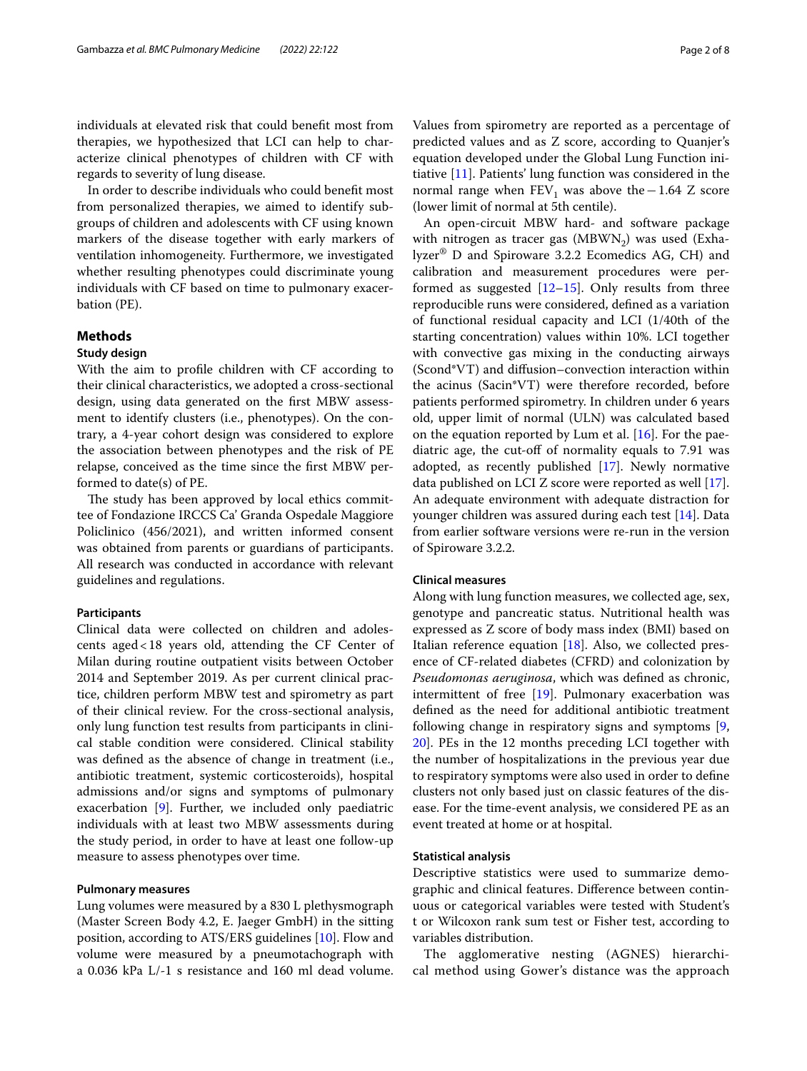individuals at elevated risk that could benefit most from therapies, we hypothesized that LCI can help to characterize clinical phenotypes of children with CF with regards to severity of lung disease.

In order to describe individuals who could benefit most from personalized therapies, we aimed to identify subgroups of children and adolescents with CF using known markers of the disease together with early markers of ventilation inhomogeneity. Furthermore, we investigated whether resulting phenotypes could discriminate young individuals with CF based on time to pulmonary exacerbation (PE).

## Methods

### Study design

With the aim to profile children with CF according to their clinical characteristics, we adopted a cross-sectional design, using data generated on the first MBW assessment to identify clusters (i.e., phenotypes). On the contrary, a 4-year cohort design was considered to explore the association between phenotypes and the risk of PE relapse, conceived as the time since the first MBW performed to date(s) of PE.

The study has been approved by local ethics committee of Fondazione IRCCS Ca' Granda Ospedale Maggiore Policlinico (456/2021), and written informed consent was obtained from parents or guardians of participants. All research was conducted in accordance with relevant guidelines and regulations.

#### Participants

Clinical data were collected on children and adolescents aged < 18 years old, attending the CF Center of Milan during routine outpatient visits between October 2014 and September 2019. As per current clinical practice, children perform MBW test and spirometry as part of their clinical review. For the cross-sectional analysis, only lung function test results from participants in clinical stable condition were considered. Clinical stability was defined as the absence of change in treatment (i.e., antibiotic treatment, systemic corticosteroids), hospital admissions and/or signs and symptoms of pulmonary exacerbation [9]. Further, we included only paediatric individuals with at least two MBW assessments during the study period, in order to have at least one follow-up measure to assess phenotypes over time.

#### Pulmonary measures

Lung volumes were measured by a 830 L plethysmograph (Master Screen Body 4.2, E. Jaeger GmbH) in the sitting position, according to ATS/ERS guidelines [10]. Flow and volume were measured by a pneumotachograph with a 0.036 kPa L/-1 s resistance and 160 ml dead volume. Values from spirometry are reported as a percentage of predicted values and as Z score, according to Quanjer's equation developed under the Global Lung Function initiative [11]. Patients' lung function was considered in the normal range when $FEV_1$ was above the − 1.64 Z score (lower limit of normal at 5th centile).

An open-circuit MBW hard- and software package with nitrogen as tracer gas ($MBWN_2$) was used (Exhalyzer® D and Spiroware 3.2.2 Ecomedics AG, CH) and calibration and measurement procedures were performed as suggested [12–15]. Only results from three reproducible runs were considered, defined as a variation of functional residual capacity and LCI (1/40th of the starting concentration) values within 10%. LCI together with convective gas mixing in the conducting airways (Scond*VT) and diffusion–convection interaction within the acinus (Sacin*VT) were therefore recorded, before patients performed spirometry. In children under 6 years old, upper limit of normal (ULN) was calculated based on the equation reported by Lum et al. [16]. For the paediatric age, the cut-off of normality equals to 7.91 was adopted, as recently published [17]. Newly normative data published on LCI Z score were reported as well [17]. An adequate environment with adequate distraction for younger children was assured during each test [14]. Data from earlier software versions were re-run in the version of Spiroware 3.2.2.

#### Clinical measures

Along with lung function measures, we collected age, sex, genotype and pancreatic status. Nutritional health was expressed as Z score of body mass index (BMI) based on Italian reference equation [18]. Also, we collected presence of CF-related diabetes (CFRD) and colonization by *Pseudomonas aeruginosa*, which was defined as chronic, intermittent of free [19]. Pulmonary exacerbation was defined as the need for additional antibiotic treatment following change in respiratory signs and symptoms [9, 20]. PEs in the 12 months preceding LCI together with the number of hospitalizations in the previous year due to respiratory symptoms were also used in order to define clusters not only based just on classic features of the disease. For the time-event analysis, we considered PE as an event treated at home or at hospital.

#### Statistical analysis

Descriptive statistics were used to summarize demographic and clinical features. Difference between continuous or categorical variables were tested with Student's t or Wilcoxon rank sum test or Fisher test, according to variables distribution.

The agglomerative nesting (AGNES) hierarchical method using Gower's distance was the approach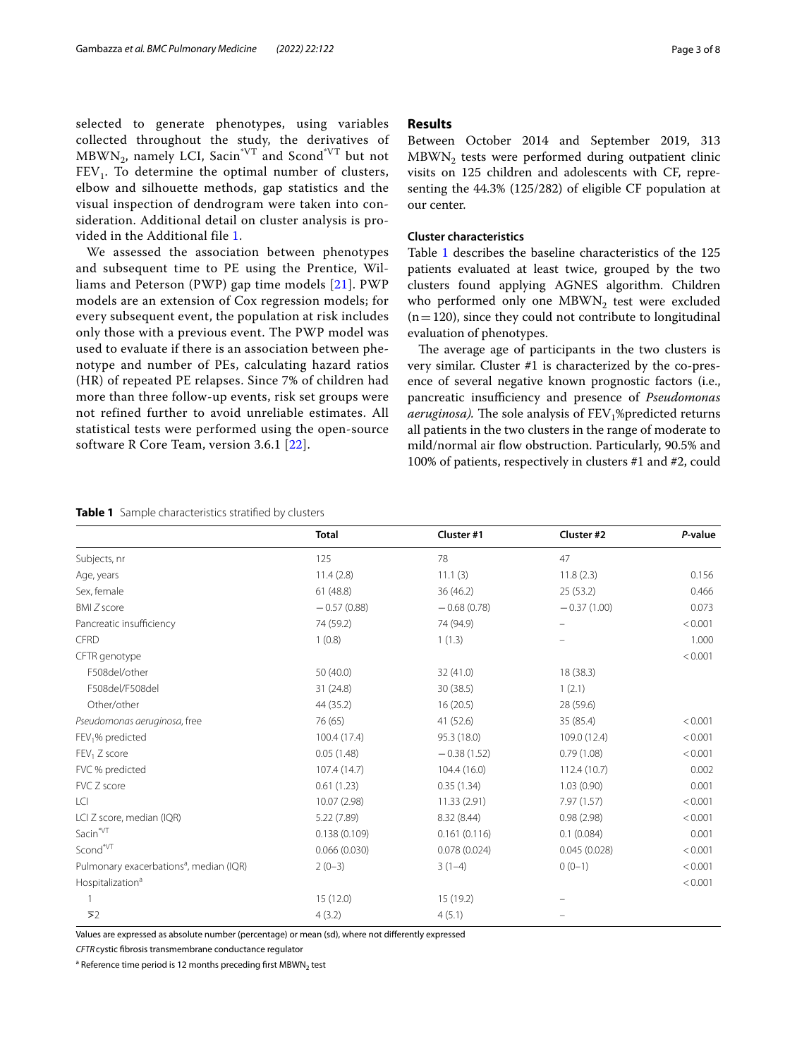selected to generate phenotypes, using variables collected throughout the study, the derivatives of $MBWN_2$, namely LCI, $Sacin^{*VT}$ and $Scond^{*VT}$ but not $FEV_1$. To determine the optimal number of clusters, elbow and silhouette methods, gap statistics and the visual inspection of dendrogram were taken into consideration. Additional detail on cluster analysis is provided in the Additional file 1.

We assessed the association between phenotypes and subsequent time to PE using the Prentice, Williams and Peterson (PWP) gap time models [21]. PWP models are an extension of Cox regression models; for every subsequent event, the population at risk includes only those with a previous event. The PWP model was used to evaluate if there is an association between phenotype and number of PEs, calculating hazard ratios (HR) of repeated PE relapses. Since 7% of children had more than three follow-up events, risk set groups were not refined further to avoid unreliable estimates. All statistical tests were performed using the open-source software R Core Team, version 3.6.1 [22].

## Results

Between October 2014 and September 2019, 313 $MBWN_2$ tests were performed during outpatient clinic visits on 125 children and adolescents with CF, representing the 44.3% (125/282) of eligible CF population at our center.

### Cluster characteristics

Table 1 describes the baseline characteristics of the 125 patients evaluated at least twice, grouped by the two clusters found applying AGNES algorithm. Children who performed only one $MBWN_2$ test were excluded ($n = 120$), since they could not contribute to longitudinal evaluation of phenotypes.

The average age of participants in the two clusters is very similar. Cluster #1 is characterized by the co-presence of several negative known prognostic factors (i.e., pancreatic insufficiency and presence of *Pseudomonas aeruginosa).* The sole analysis of $FEV_1$%predicted returns all patients in the two clusters in the range of moderate to mild/normal air flow obstruction. Particularly, 90.5% and 100% of patients, respectively in clusters #1 and #2, could

**Table 1** Sample characteristics stratified by clusters

| | Total | Cluster #1 | Cluster #2 | *P*-value |
|---|---|---|---|---|
| Subjects, nr | 125 | 78 | 47 | |
| Age, years | 11.4 (2.8) | 11.1 (3) | 11.8 (2.3) | 0.156 |
| Sex, female | 61 (48.8) | 36 (46.2) | 25 (53.2) | 0.466 |
| BMI *Z* score | −0.57 (0.88) | −0.68 (0.78) | −0.37 (1.00) | 0.073 |
| Pancreatic insufficiency | 74 (59.2) | 74 (94.9) | – | < 0.001 |
| CFRD | 1 (0.8) | 1 (1.3) | – | 1.000 |
| CFTR genotype | | | | < 0.001 |
| F508del/other | 50 (40.0) | 32 (41.0) | 18 (38.3) | |
| F508del/F508del | 31 (24.8) | 30 (38.5) | 1 (2.1) | |
| Other/other | 44 (35.2) | 16 (20.5) | 28 (59.6) | |
| *Pseudomonas aeruginosa*, free | 76 (65) | 41 (52.6) | 35 (85.4) | < 0.001 |
| $FEV_1$% predicted | 100.4 (17.4) | 95.3 (18.0) | 109.0 (12.4) | < 0.001 |
| $FEV_1$ Z score | 0.05 (1.48) | −0.38 (1.52) | 0.79 (1.08) | < 0.001 |
| FVC % predicted | 107.4 (14.7) | 104.4 (16.0) | 112.4 (10.7) | 0.002 |
| FVC Z score | 0.61 (1.23) | 0.35 (1.34) | 1.03 (0.90) | 0.001 |
| LCI | 10.07 (2.98) | 11.33 (2.91) | 7.97 (1.57) | < 0.001 |
| LCI Z score, median (IQR) | 5.22 (7.89) | 8.32 (8.44) | 0.98 (2.98) | < 0.001 |
| $Sacin^{*VT}$ | 0.138 (0.109) | 0.161 (0.116) | 0.1 (0.084) | 0.001 |
| $Scond^{*VT}$ | 0.066 (0.030) | 0.078 (0.024) | 0.045 (0.028) | < 0.001 |
| Pulmonary exacerbations[a], median (IQR) | 2 (0–3) | 3 (1–4) | 0 (0–1) | < 0.001 |
| Hospitalization[a] | | | | < 0.001 |
| 1 | 15 (12.0) | 15 (19.2) | – | |
| ≥2 | 4 (3.2) | 4 (5.1) | – | |

Values are expressed as absolute number (percentage) or mean (sd), where not differently expressed

*CFTR* cystic fibrosis transmembrane conductance regulator

[a] Reference time period is 12 months preceding first $MBWN_2$ test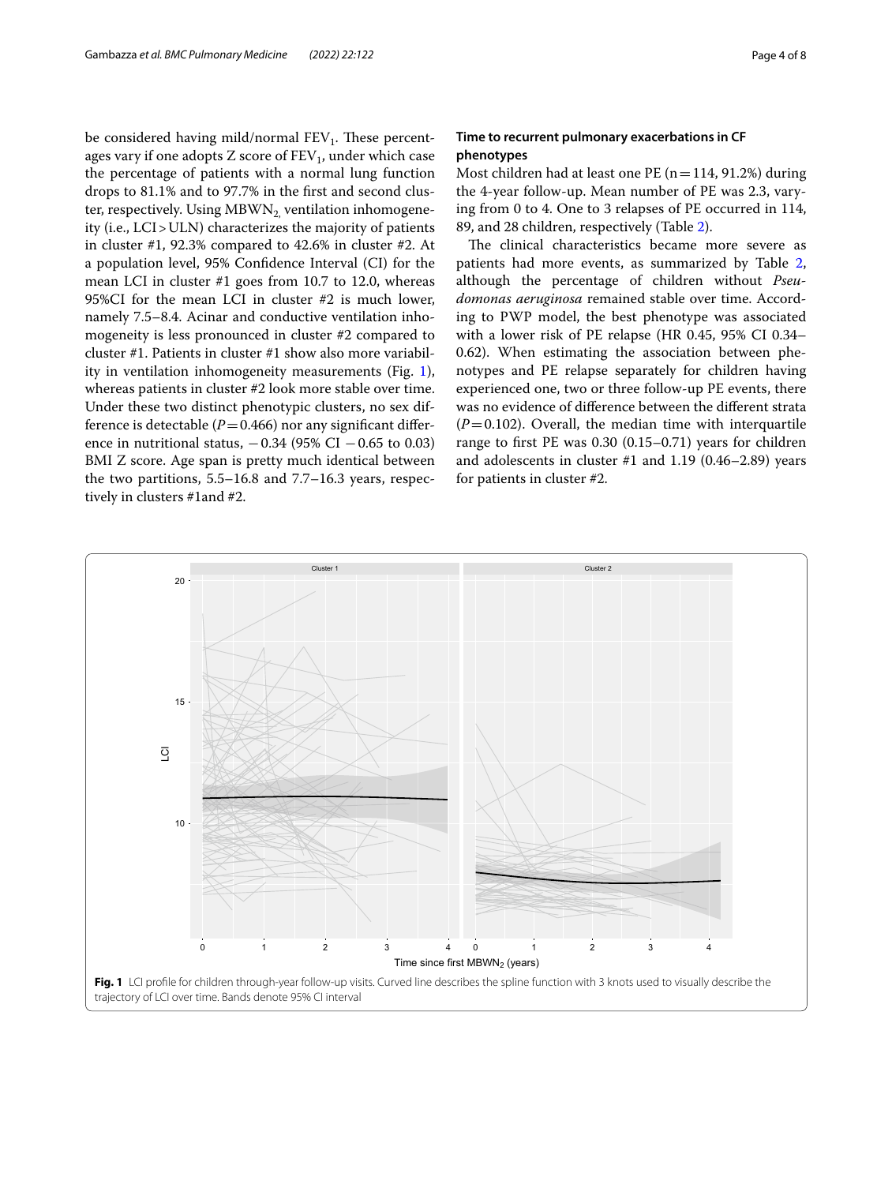be considered having mild/normal $FEV_1$. These percentages vary if one adopts Z score of $FEV_1$, under which case the percentage of patients with a normal lung function drops to 81.1% and to 97.7% in the first and second cluster, respectively. Using $MBWN_2$ ventilation inhomogeneity (i.e., LCI > ULN) characterizes the majority of patients in cluster #1, 92.3% compared to 42.6% in cluster #2. At a population level, 95% Confidence Interval (CI) for the mean LCI in cluster #1 goes from 10.7 to 12.0, whereas 95%CI for the mean LCI in cluster #2 is much lower, namely 7.5–8.4. Acinar and conductive ventilation inhomogeneity is less pronounced in cluster #2 compared to cluster #1. Patients in cluster #1 show also more variability in ventilation inhomogeneity measurements (Fig. 1), whereas patients in cluster #2 look more stable over time. Under these two distinct phenotypic clusters, no sex difference is detectable ($P = 0.466$) nor any significant difference in nutritional status, −0.34 (95% CI −0.65 to 0.03) BMI Z score. Age span is pretty much identical between the two partitions, 5.5–16.8 and 7.7–16.3 years, respectively in clusters #1and #2.

## Time to recurrent pulmonary exacerbations in CF phenotypes

Most children had at least one PE (n = 114, 91.2%) during the 4-year follow-up. Mean number of PE was 2.3, varying from 0 to 4. One to 3 relapses of PE occurred in 114, 89, and 28 children, respectively (Table 2).

The clinical characteristics became more severe as patients had more events, as summarized by Table 2, although the percentage of children without *Pseudomonas aeruginosa* remained stable over time. According to PWP model, the best phenotype was associated with a lower risk of PE relapse (HR 0.45, 95% CI 0.34–0.62). When estimating the association between phenotypes and PE relapse separately for children having experienced one, two or three follow-up PE events, there was no evidence of difference between the different strata ($P = 0.102$). Overall, the median time with interquartile range to first PE was 0.30 (0.15–0.71) years for children and adolescents in cluster #1 and 1.19 (0.46–2.89) years for patients in cluster #2.

Cluster 1
Cluster 2
LCI
20
15
10
0
1
2
3
4
Time since first $MBWN_2$ (years)

**Fig. 1** LCI profile for children through-year follow-up visits. Curved line describes the spline function with 3 knots used to visually describe the trajectory of LCI over time. Bands denote 95% CI interval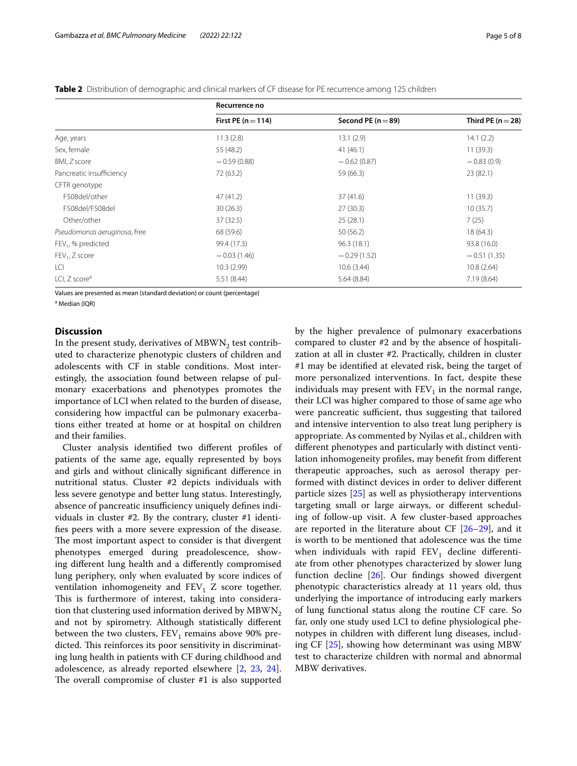**Table 2** Distribution of demographic and clinical markers of CF disease for PE recurrence among 125 children

| | Recurrence no | | |
|---|---|---|---|
| | First PE (n = 114) | Second PE (n = 89) | Third PE (n = 28) |
| Age, years | 11.3 (2.8) | 13.1 (2.9) | 14.1 (2.2) |
| Sex, female | 55 (48.2) | 41 (46.1) | 11 (39.3) |
| BMI, *Z* score | −0.59 (0.88) | −0.62 (0.87) | −0.83 (0.9) |
| Pancreatic insufficiency | 72 (63.2) | 59 (66.3) | 23 (82.1) |
| CFTR genotype | | | |
| F508del/other | 47 (41.2) | 37 (41.6) | 11 (39.3) |
| F508del/F508del | 30 (26.3) | 27 (30.3) | 10 (35.7) |
| Other/other | 37 (32.5) | 25 (28.1) | 7 (25) |
| *Pseudomonas aeruginosa*, free | 68 (59.6) | 50 (56.2) | 18 (64.3) |
| $FEV_1$, % predicted | 99.4 (17.3) | 96.3 (18.1) | 93.8 (16.0) |
| $FEV_1$, Z score | −0.03 (1.46) | −0.29 (1.52) | −0.51 (1.35) |
| LCI | 10.3 (2.99) | 10.6 (3.44) | 10.8 (2.64) |
| LCI, Z score[a] | 5.51 (8.44) | 5.64 (8.84) | 7.19 (8.64) |

Values are presented as mean (standard deviation) or count (percentage)

[a] Median (IQR)

## Discussion

In the present study, derivatives of $MBWN_2$ test contributed to characterize phenotypic clusters of children and adolescents with CF in stable conditions. Most interestingly, the association found between relapse of pulmonary exacerbations and phenotypes promotes the importance of LCI when related to the burden of disease, considering how impactful can be pulmonary exacerbations either treated at home or at hospital on children and their families.

Cluster analysis identified two different profiles of patients of the same age, equally represented by boys and girls and without clinically significant difference in nutritional status. Cluster #2 depicts individuals with less severe genotype and better lung status. Interestingly, absence of pancreatic insufficiency uniquely defines individuals in cluster #2. By the contrary, cluster #1 identifies peers with a more severe expression of the disease. The most important aspect to consider is that divergent phenotypes emerged during preadolescence, showing different lung health and a differently compromised lung periphery, only when evaluated by score indices of ventilation inhomogeneity and $FEV_1$ Z score together. This is furthermore of interest, taking into consideration that clustering used information derived by $MBWN_2$ and not by spirometry. Although statistically different between the two clusters, $FEV_1$ remains above 90% predicted. This reinforces its poor sensitivity in discriminating lung health in patients with CF during childhood and adolescence, as already reported elsewhere [2, 23, 24]. The overall compromise of cluster #1 is also supported by the higher prevalence of pulmonary exacerbations compared to cluster #2 and by the absence of hospitalization at all in cluster #2. Practically, children in cluster #1 may be identified at elevated risk, being the target of more personalized interventions. In fact, despite these individuals may present with $FEV_1$ in the normal range, their LCI was higher compared to those of same age who were pancreatic sufficient, thus suggesting that tailored and intensive intervention to also treat lung periphery is appropriate. As commented by Nyilas et al., children with different phenotypes and particularly with distinct ventilation inhomogeneity profiles, may benefit from different therapeutic approaches, such as aerosol therapy performed with distinct devices in order to deliver different particle sizes [25] as well as physiotherapy interventions targeting small or large airways, or different scheduling of follow-up visit. A few cluster-based approaches are reported in the literature about CF [26–29], and it is worth to be mentioned that adolescence was the time when individuals with rapid $FEV_1$ decline differentiate from other phenotypes characterized by slower lung function decline [26]. Our findings showed divergent phenotypic characteristics already at 11 years old, thus underlying the importance of introducing early markers of lung functional status along the routine CF care. So far, only one study used LCI to define physiological phenotypes in children with different lung diseases, including CF [25], showing how determinant was using MBW test to characterize children with normal and abnormal MBW derivatives.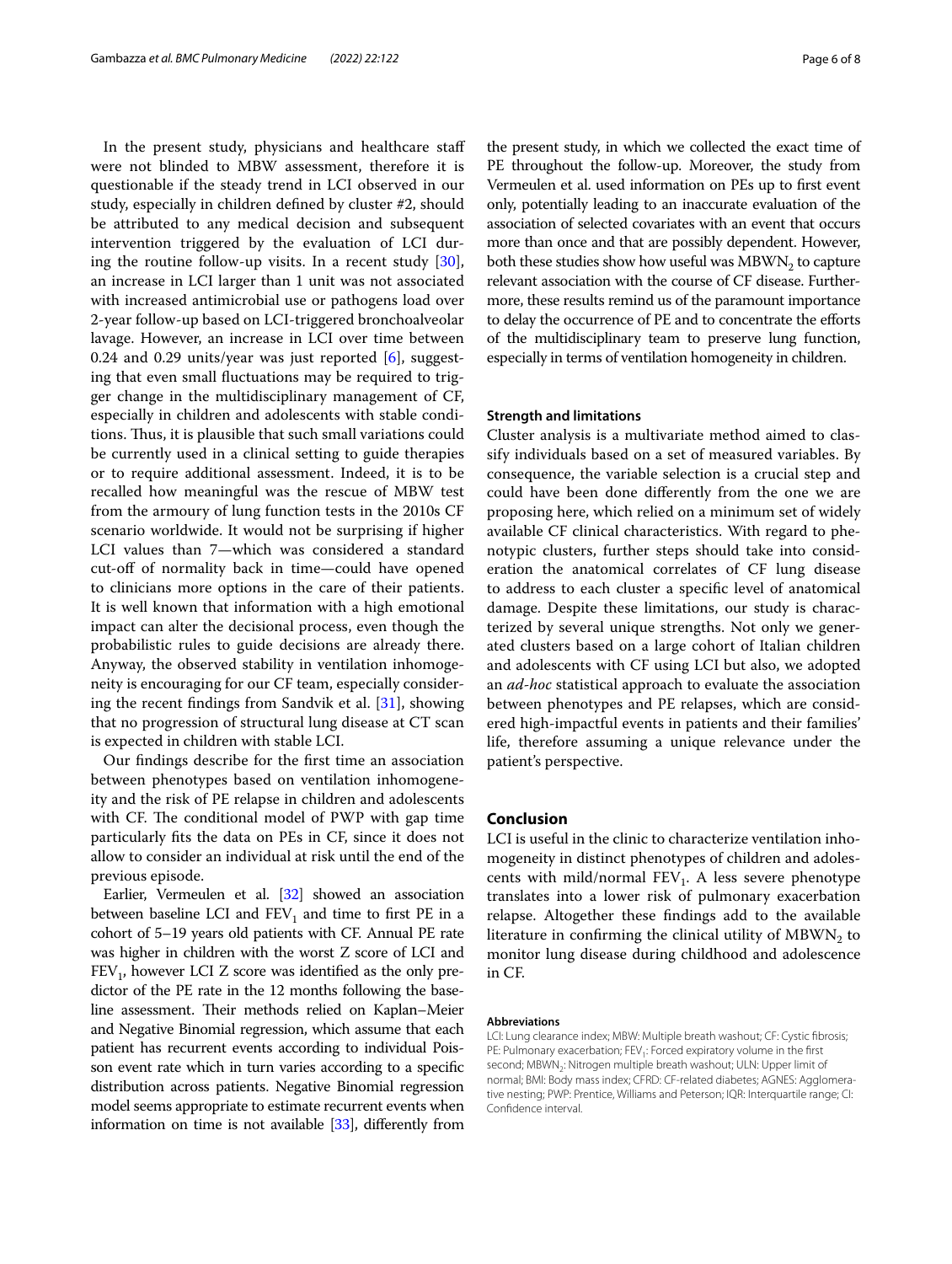In the present study, physicians and healthcare staff were not blinded to MBW assessment, therefore it is questionable if the steady trend in LCI observed in our study, especially in children defined by cluster #2, should be attributed to any medical decision and subsequent intervention triggered by the evaluation of LCI during the routine follow-up visits. In a recent study [30], an increase in LCI larger than 1 unit was not associated with increased antimicrobial use or pathogens load over 2-year follow-up based on LCI-triggered bronchoalveolar lavage. However, an increase in LCI over time between 0.24 and 0.29 units/year was just reported [6], suggesting that even small fluctuations may be required to trigger change in the multidisciplinary management of CF, especially in children and adolescents with stable conditions. Thus, it is plausible that such small variations could be currently used in a clinical setting to guide therapies or to require additional assessment. Indeed, it is to be recalled how meaningful was the rescue of MBW test from the armoury of lung function tests in the 2010s CF scenario worldwide. It would not be surprising if higher LCI values than 7—which was considered a standard cut-off of normality back in time—could have opened to clinicians more options in the care of their patients. It is well known that information with a high emotional impact can alter the decisional process, even though the probabilistic rules to guide decisions are already there. Anyway, the observed stability in ventilation inhomogeneity is encouraging for our CF team, especially considering the recent findings from Sandvik et al. [31], showing that no progression of structural lung disease at CT scan is expected in children with stable LCI.

Our findings describe for the first time an association between phenotypes based on ventilation inhomogeneity and the risk of PE relapse in children and adolescents with CF. The conditional model of PWP with gap time particularly fits the data on PEs in CF, since it does not allow to consider an individual at risk until the end of the previous episode.

Earlier, Vermeulen et al. [32] showed an association between baseline LCI and $FEV_1$ and time to first PE in a cohort of 5–19 years old patients with CF. Annual PE rate was higher in children with the worst Z score of LCI and $FEV_1$, however LCI Z score was identified as the only predictor of the PE rate in the 12 months following the baseline assessment. Their methods relied on Kaplan–Meier and Negative Binomial regression, which assume that each patient has recurrent events according to individual Poisson event rate which in turn varies according to a specific distribution across patients. Negative Binomial regression model seems appropriate to estimate recurrent events when information on time is not available [33], differently from the present study, in which we collected the exact time of PE throughout the follow-up. Moreover, the study from Vermeulen et al. used information on PEs up to first event only, potentially leading to an inaccurate evaluation of the association of selected covariates with an event that occurs more than once and that are possibly dependent. However, both these studies show how useful was $MBWN_2$ to capture relevant association with the course of CF disease. Furthermore, these results remind us of the paramount importance to delay the occurrence of PE and to concentrate the efforts of the multidisciplinary team to preserve lung function, especially in terms of ventilation homogeneity in children.

### Strength and limitations

Cluster analysis is a multivariate method aimed to classify individuals based on a set of measured variables. By consequence, the variable selection is a crucial step and could have been done differently from the one we are proposing here, which relied on a minimum set of widely available CF clinical characteristics. With regard to phenotypic clusters, further steps should take into consideration the anatomical correlates of CF lung disease to address to each cluster a specific level of anatomical damage. Despite these limitations, our study is characterized by several unique strengths. Not only we generated clusters based on a large cohort of Italian children and adolescents with CF using LCI but also, we adopted an *ad-hoc* statistical approach to evaluate the association between phenotypes and PE relapses, which are considered high-impactful events in patients and their families' life, therefore assuming a unique relevance under the patient's perspective.

## Conclusion

LCI is useful in the clinic to characterize ventilation inhomogeneity in distinct phenotypes of children and adolescents with mild/normal $FEV_1$. A less severe phenotype translates into a lower risk of pulmonary exacerbation relapse. Altogether these findings add to the available literature in confirming the clinical utility of $MBWN_2$ to monitor lung disease during childhood and adolescence in CF.

#### Abbreviations

LCI: Lung clearance index; MBW: Multiple breath washout; CF: Cystic fibrosis; PE: Pulmonary exacerbation; $FEV_1$: Forced expiratory volume in the first second; $MBWN_2$: Nitrogen multiple breath washout; ULN: Upper limit of normal; BMI: Body mass index; CFRD: CF-related diabetes; AGNES: Agglomerative nesting; PWP: Prentice, Williams and Peterson; IQR: Interquartile range; CI: Confidence interval.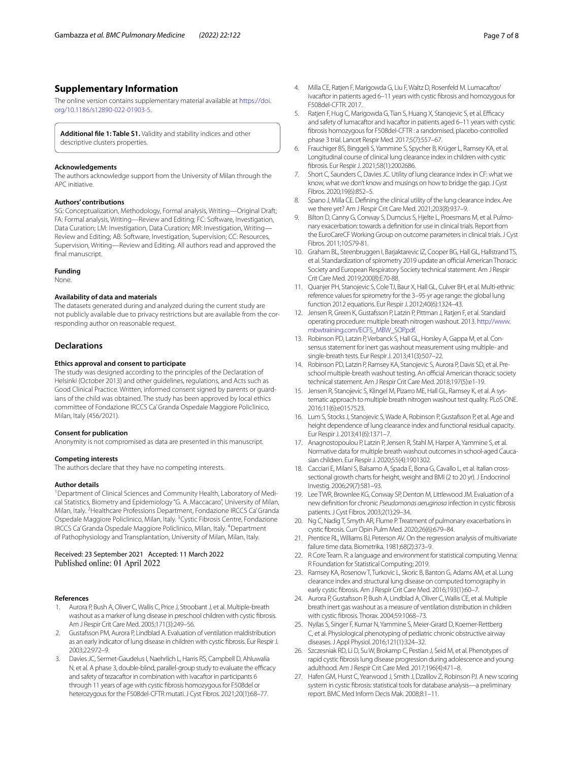## Supplementary Information

The online version contains supplementary material available at https://doi.org/10.1186/s12890-022-01903-5.

**Additional file 1: Table S1.** Validity and stability indices and other descriptive clusters properties.

### Acknowledgements

The authors acknowledge support from the University of Milan through the APC initiative.

### Authors' contributions

SG: Conceptualization, Methodology, Formal analysis, Writing—Original Draft; FA: Formal analysis, Writing—Review and Editing; FC: Software, Investigation, Data Curation; LM: Investigation, Data Curation; MR: Investigation, Writing—Review and Editing; AB: Software, Investigation, Supervision; CC: Resources, Supervision, Writing—Review and Editing. All authors read and approved the final manuscript.

### Funding

None.

### Availability of data and materials

The datasets generated during and analyzed during the current study are not publicly available due to privacy restrictions but are available from the corresponding author on reasonable request.

## Declarations

### Ethics approval and consent to participate

The study was designed according to the principles of the Declaration of Helsinki (October 2013) and other guidelines, regulations, and Acts such as Good Clinical Practice. Written, informed consent signed by parents or guardians of the child was obtained. The study has been approved by local ethics committee of Fondazione IRCCS Ca' Granda Ospedale Maggiore Policlinico, Milan, Italy (456/2021).

### Consent for publication

Anonymity is not compromised as data are presented in this manuscript.

### Competing interests

The authors declare that they have no competing interests.

### Author details

[1]Department of Clinical Sciences and Community Health, Laboratory of Medical Statistics, Biometry and Epidemiology "G. A. Maccacaro", University of Milan, Milan, Italy. [2]Healthcare Professions Department, Fondazione IRCCS Ca' Granda Ospedale Maggiore Policlinico, Milan, Italy. [3]Cystic Fibrosis Centre, Fondazione IRCCS Ca' Granda Ospedale Maggiore Policlinico, Milan, Italy. [4]Department of Pathophysiology and Transplantation, University of Milan, Milan, Italy.

Received: 23 September 2021 Accepted: 11 March 2022
Published online: 01 April 2022

### References

1. Aurora P, Bush A, Oliver C, Wallis C, Price J, Stroobant J, et al. Multiple-breath washout as a marker of lung disease in preschool children with cystic fibrosis. Am J Respir Crit Care Med. 2005;171(3):249–56.
2. Gustafsson PM, Aurora P, Lindblad A. Evaluation of ventilation maldistribution as an early indicator of lung disease in children with cystic fibrosis. Eur Respir J. 2003;22:972–9.
3. Davies JC, Sermet-Gaudelus I, Naehrlich L, Harris RS, Campbell D, Ahluwalia N, et al. A phase 3, double-blind, parallel-group study to evaluate the efficacy and safety of tezacaftor in combination with ivacaftor in participants 6 through 11 years of age with cystic fibrosis homozygous for F508del or heterozygous for the F508del-CFTR mutati. J Cyst Fibros. 2021;20(1):68–77.
4. Milla CE, Ratjen F, Marigowda G, Liu F, Waltz D, Rosenfeld M. Lumacaftor/ivacaftor in patients aged 6–11 years with cystic fibrosis and homozygous for F508del-CFTR. 2017.
5. Ratjen F, Hug C, Marigowda G, Tian S, Huang X, Stanojevic S, et al. Efficacy and safety of lumacaftor and ivacaftor in patients aged 6–11 years with cystic fibrosis homozygous for F508del-CFTR : a randomised, placebo-controlled phase 3 trial. Lancet Respir Med. 2017;5(7):557–67.
6. Frauchiger BS, Binggeli S, Yammine S, Spycher B, Krüger L, Ramsey KA, et al. Longitudinal course of clinical lung clearance index in children with cystic fibrosis. Eur Respir J. 2021;58(1):2002686.
7. Short C, Saunders C, Davies JC. Utility of lung clearance index in CF: what we know, what we don't know and musings on how to bridge the gap. J Cyst Fibros. 2020;19(6):852–5.
8. Spano J, Milla CE. Defining the clinical utility of the lung clearance index. Are we there yet? Am J Respir Crit Care Med. 2021;203(8):937–9.
9. Bilton D, Canny G, Conway S, Dumcius S, Hjelte L, Proesmans M, et al. Pulmonary exacerbation: towards a definition for use in clinical trials. Report from the EuroCareCF Working Group on outcome parameters in clinical trials. J Cyst Fibros. 2011;10:S79-81.
10. Graham BL, Steenbruggen I, Barjaktarevic IZ, Cooper BG, Hall GL, Hallstrand TS, et al. Standardization of spirometry 2019 update an official American Thoracic Society and European Respiratory Society technical statement. Am J Respir Crit Care Med. 2019;200(8):E70-88.
11. Quanjer PH, Stanojevic S, Cole TJ, Baur X, Hall GL, Culver BH, et al. Multi-ethnic reference values for spirometry for the 3–95-yr age range: the global lung function 2012 equations. Eur Respir J. 2012;40(6):1324–43.
12. Jensen R, Green K, Gustafsson P, Latzin P, Pittman J, Ratjen F, et al. Standard operating procedure: multiple breath nitrogen washout. 2013. http://www.mbwtraining.com/ECFS_MBW_SOP.pdf.
13. Robinson PD, Latzin P, Verbanck S, Hall GL, Horsley A, Gappa M, et al. Consensus statement for inert gas washout measurement using multiple- and single-breath tests. Eur Respir J. 2013;41(3):507–22.
14. Robinson PD, Latzin P, Ramsey KA, Stanojevic S, Aurora P, Davis SD, et al. Preschool multiple-breath washout testing. An official American thoracic society technical statement. Am J Respir Crit Care Med. 2018;197(5):e1-19.
15. Jensen R, Stanojevic S, Klingel M, Pizarro ME, Hall GL, Ramsey K, et al. A systematic approach to multiple breath nitrogen washout test quality. PLoS ONE. 2016;11(6):e0157523.
16. Lum S, Stocks J, Stanojevic S, Wade A, Robinson P, Gustafsson P, et al. Age and height dependence of lung clearance index and functional residual capacity. Eur Respir J. 2013;41(6):1371–7.
17. Anagnostopoulou P, Latzin P, Jensen R, Stahl M, Harper A, Yammine S, et al. Normative data for multiple breath washout outcomes in school-aged Caucasian children. Eur Respir J. 2020;55(4):1901302.
18. Cacciari E, Milani S, Balsamo A, Spada E, Bona G, Cavallo L, et al. Italian cross-sectional growth charts for height, weight and BMI (2 to 20 yr). J Endocrinol Investig. 2006;29(7):581–93.
19. Lee TWR, Brownlee KG, Conway SP, Denton M, Littlewood JM. Evaluation of a new definition for chronic *Pseudomonas aeruginosa* infection in cystic fibrosis patients. J Cyst Fibros. 2003;2(1):29–34.
20. Ng C, Nadig T, Smyth AR, Flume P. Treatment of pulmonary exacerbations in cystic fibrosis. Curr Opin Pulm Med. 2020;26(6):679–84.
21. Prentice RL, Williams BJ, Peterson AV. On the regression analysis of multivariate failure time data. Biometrika. 1981;68(2):373–9.
22. R Core Team. R: a language and environment for statistical computing. Vienna: R Foundation for Statistical Computing; 2019.
23. Ramsey KA, Rosenow T, Turkovic L, Skoric B, Banton G, Adams AM, et al. Lung clearance index and structural lung disease on computed tomography in early cystic fibrosis. Am J Respir Crit Care Med. 2016;193(1):60–7.
24. Aurora P, Gustafsson P, Bush A, Lindblad A, Oliver C, Wallis CE, et al. Multiple breath inert gas washout as a measure of ventilation distribution in children with cystic fibrosis. Thorax. 2004;59:1068–73.
25. Nyilas S, Singer F, Kumar N, Yammine S, Meier-Girard D, Koerner-Rettberg C, et al. Physiological phenotyping of pediatric chronic obstructive airway diseases. J Appl Physiol. 2016;121(1):324–32.
26. Szczesniak RD, Li D, Su W, Brokamp C, Pestian J, Seid M, et al. Phenotypes of rapid cystic fibrosis lung disease progression during adolescence and young adulthood. Am J Respir Crit Care Med. 2017;196(4):471–8.
27. Hafen GM, Hurst C, Yearwood J, Smith J, Dzalilov Z, Robinson PJ. A new scoring system in cystic fibrosis: statistical tools for database analysis—a preliminary report. BMC Med Inform Decis Mak. 2008;8:1–11.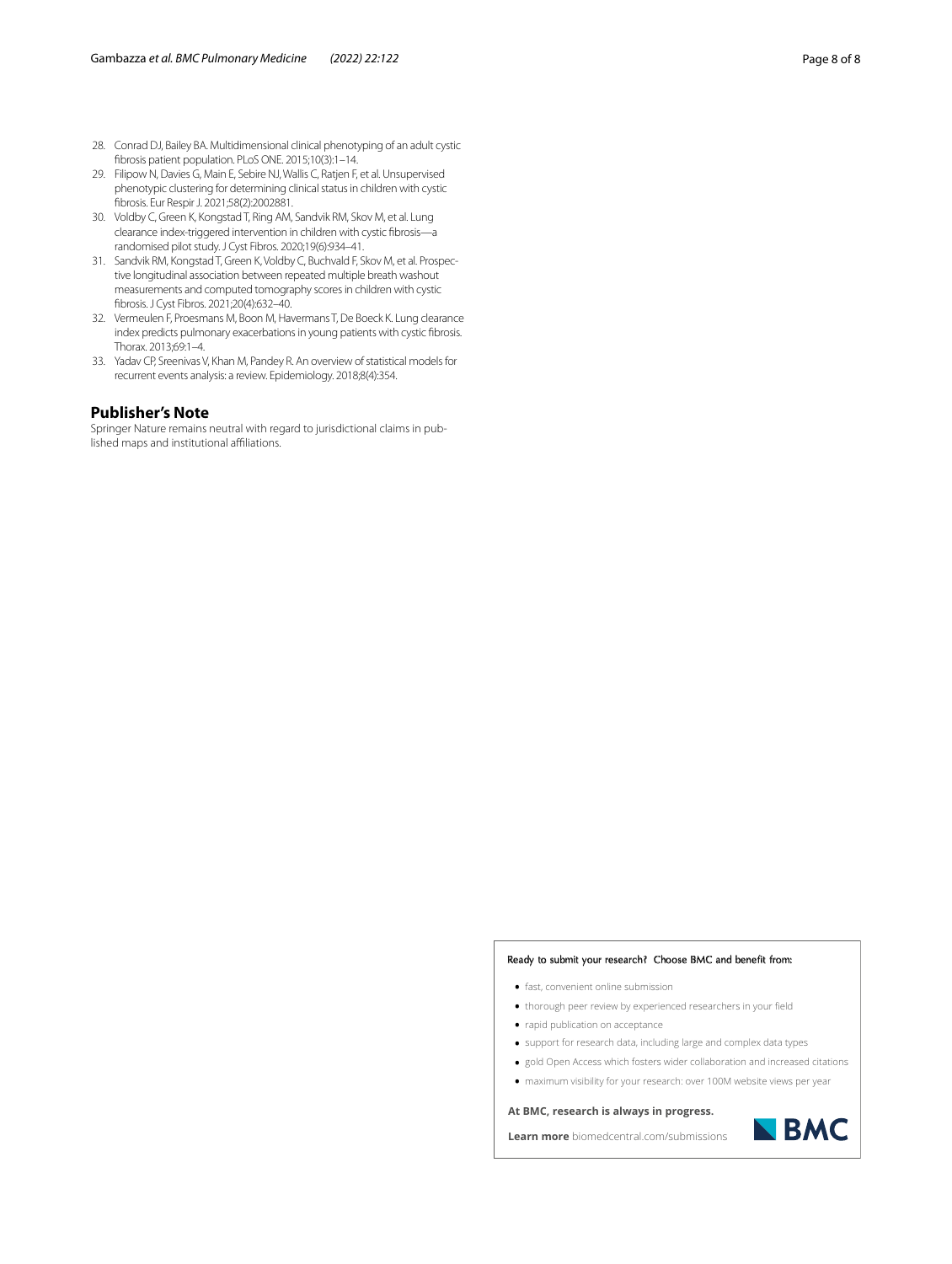28. Conrad DJ, Bailey BA. Multidimensional clinical phenotyping of an adult cystic fibrosis patient population. PLoS ONE. 2015;10(3):1–14.
29. Filipow N, Davies G, Main E, Sebire NJ, Wallis C, Ratjen F, et al. Unsupervised phenotypic clustering for determining clinical status in children with cystic fibrosis. Eur Respir J. 2021;58(2):2002881.
30. Voldby C, Green K, Kongstad T, Ring AM, Sandvik RM, Skov M, et al. Lung clearance index-triggered intervention in children with cystic fibrosis—a randomised pilot study. J Cyst Fibros. 2020;19(6):934–41.
31. Sandvik RM, Kongstad T, Green K, Voldby C, Buchvald F, Skov M, et al. Prospective longitudinal association between repeated multiple breath washout measurements and computed tomography scores in children with cystic fibrosis. J Cyst Fibros. 2021;20(4):632–40.
32. Vermeulen F, Proesmans M, Boon M, Havermans T, De Boeck K. Lung clearance index predicts pulmonary exacerbations in young patients with cystic fibrosis. Thorax. 2013;69:1–4.
33. Yadav CP, Sreenivas V, Khan M, Pandey R. An overview of statistical models for recurrent events analysis: a review. Epidemiology. 2018;8(4):354.

## Publisher's Note

Springer Nature remains neutral with regard to jurisdictional claims in published maps and institutional affiliations.

Ready to submit your research? Choose BMC and benefit from:

- fast, convenient online submission
- thorough peer review by experienced researchers in your field
- rapid publication on acceptance
- support for research data, including large and complex data types
- gold Open Access which fosters wider collaboration and increased citations
- maximum visibility for your research: over 100M website views per year

**At BMC, research is always in progress.**

**Learn more** biomedcentral.com/submissions

BMC